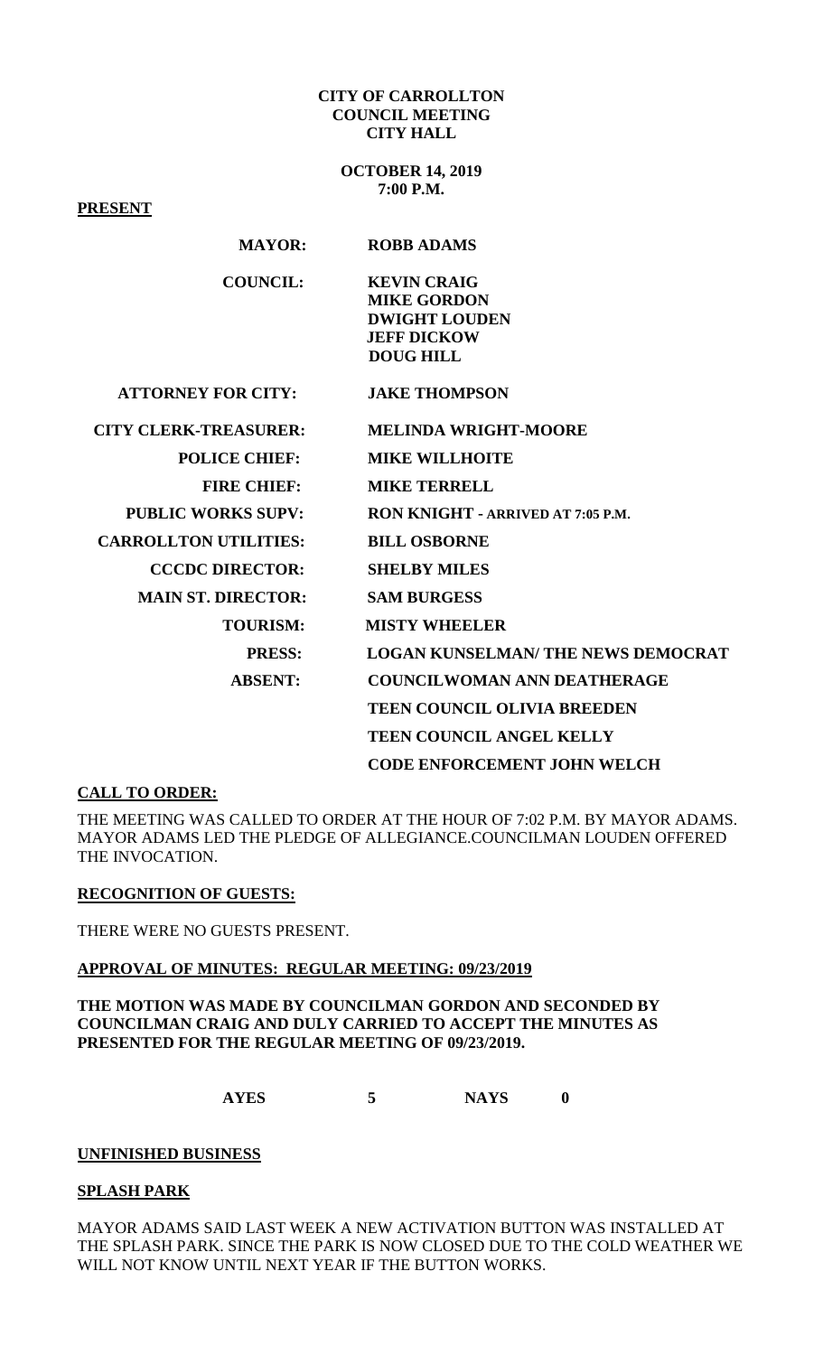**CITY OF CARROLLTON**
**COUNCIL MEETING**
**CITY HALL**

**OCTOBER 14, 2019**
**7:00 P.M.**

**PRESENT**

| | |
|---|---|
| **MAYOR:** | **ROBB ADAMS** |
| **COUNCIL:** | **KEVIN CRAIG**<br>**MIKE GORDON**<br>**DWIGHT LOUDEN**<br>**JEFF DICKOW**<br>**DOUG HILL** |
| **ATTORNEY FOR CITY:** | **JAKE THOMPSON** |
| **CITY CLERK-TREASURER:** | **MELINDA WRIGHT-MOORE** |
| **POLICE CHIEF:** | **MIKE WILLHOITE** |
| **FIRE CHIEF:** | **MIKE TERRELL** |
| **PUBLIC WORKS SUPV:** | **RON KNIGHT - ARRIVED AT 7:05 P.M.** |
| **CARROLLTON UTILITIES:** | **BILL OSBORNE** |
| **CCCDC DIRECTOR:** | **SHELBY MILES** |
| **MAIN ST. DIRECTOR:** | **SAM BURGESS** |
| **TOURISM:** | **MISTY WHEELER** |
| **PRESS:** | **LOGAN KUNSELMAN/ THE NEWS DEMOCRAT** |
| **ABSENT:** | **COUNCILWOMAN ANN DEATHERAGE**<br>**TEEN COUNCIL OLIVIA BREEDEN**<br>**TEEN COUNCIL ANGEL KELLY**<br>**CODE ENFORCEMENT JOHN WELCH** |

**CALL TO ORDER:**

THE MEETING WAS CALLED TO ORDER AT THE HOUR OF 7:02 P.M. BY MAYOR ADAMS. MAYOR ADAMS LED THE PLEDGE OF ALLEGIANCE.COUNCILMAN LOUDEN OFFERED THE INVOCATION.

**RECOGNITION OF GUESTS:**

THERE WERE NO GUESTS PRESENT.

**APPROVAL OF MINUTES: REGULAR MEETING: 09/23/2019**

**THE MOTION WAS MADE BY COUNCILMAN GORDON AND SECONDED BY COUNCILMAN CRAIG AND DULY CARRIED TO ACCEPT THE MINUTES AS PRESENTED FOR THE REGULAR MEETING OF 09/23/2019.**

**AYES 5 NAYS 0**

**UNFINISHED BUSINESS**

**SPLASH PARK**

MAYOR ADAMS SAID LAST WEEK A NEW ACTIVATION BUTTON WAS INSTALLED AT THE SPLASH PARK. SINCE THE PARK IS NOW CLOSED DUE TO THE COLD WEATHER WE WILL NOT KNOW UNTIL NEXT YEAR IF THE BUTTON WORKS.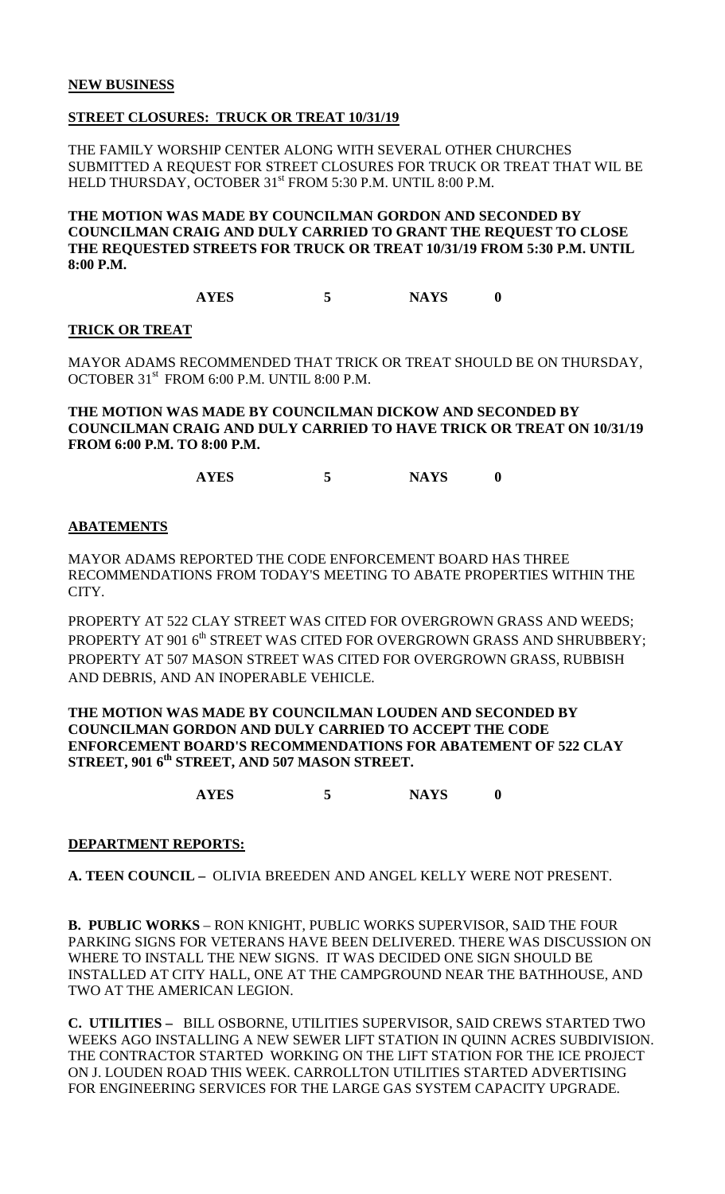**NEW BUSINESS**

**STREET CLOSURES: TRUCK OR TREAT 10/31/19**

THE FAMILY WORSHIP CENTER ALONG WITH SEVERAL OTHER CHURCHES SUBMITTED A REQUEST FOR STREET CLOSURES FOR TRUCK OR TREAT THAT WIL BE HELD THURSDAY, OCTOBER 31st FROM 5:30 P.M. UNTIL 8:00 P.M.

**THE MOTION WAS MADE BY COUNCILMAN GORDON AND SECONDED BY COUNCILMAN CRAIG AND DULY CARRIED TO GRANT THE REQUEST TO CLOSE THE REQUESTED STREETS FOR TRUCK OR TREAT 10/31/19 FROM 5:30 P.M. UNTIL 8:00 P.M.**

**AYES 5 NAYS 0**

**TRICK OR TREAT**

MAYOR ADAMS RECOMMENDED THAT TRICK OR TREAT SHOULD BE ON THURSDAY, OCTOBER 31st FROM 6:00 P.M. UNTIL 8:00 P.M.

**THE MOTION WAS MADE BY COUNCILMAN DICKOW AND SECONDED BY COUNCILMAN CRAIG AND DULY CARRIED TO HAVE TRICK OR TREAT ON 10/31/19 FROM 6:00 P.M. TO 8:00 P.M.**

**AYES 5 NAYS 0**

**ABATEMENTS**

MAYOR ADAMS REPORTED THE CODE ENFORCEMENT BOARD HAS THREE RECOMMENDATIONS FROM TODAY'S MEETING TO ABATE PROPERTIES WITHIN THE CITY.

PROPERTY AT 522 CLAY STREET WAS CITED FOR OVERGROWN GRASS AND WEEDS; PROPERTY AT 901 6th STREET WAS CITED FOR OVERGROWN GRASS AND SHRUBBERY; PROPERTY AT 507 MASON STREET WAS CITED FOR OVERGROWN GRASS, RUBBISH AND DEBRIS, AND AN INOPERABLE VEHICLE.

**THE MOTION WAS MADE BY COUNCILMAN LOUDEN AND SECONDED BY COUNCILMAN GORDON AND DULY CARRIED TO ACCEPT THE CODE ENFORCEMENT BOARD'S RECOMMENDATIONS FOR ABATEMENT OF 522 CLAY STREET, 901 6th STREET, AND 507 MASON STREET.**

**AYES 5 NAYS 0**

**DEPARTMENT REPORTS:**

**A. TEEN COUNCIL –** OLIVIA BREEDEN AND ANGEL KELLY WERE NOT PRESENT.

**B. PUBLIC WORKS** – RON KNIGHT, PUBLIC WORKS SUPERVISOR, SAID THE FOUR PARKING SIGNS FOR VETERANS HAVE BEEN DELIVERED. THERE WAS DISCUSSION ON WHERE TO INSTALL THE NEW SIGNS. IT WAS DECIDED ONE SIGN SHOULD BE INSTALLED AT CITY HALL, ONE AT THE CAMPGROUND NEAR THE BATHHOUSE, AND TWO AT THE AMERICAN LEGION.

**C. UTILITIES –** BILL OSBORNE, UTILITIES SUPERVISOR, SAID CREWS STARTED TWO WEEKS AGO INSTALLING A NEW SEWER LIFT STATION IN QUINN ACRES SUBDIVISION. THE CONTRACTOR STARTED WORKING ON THE LIFT STATION FOR THE ICE PROJECT ON J. LOUDEN ROAD THIS WEEK. CARROLLTON UTILITIES STARTED ADVERTISING FOR ENGINEERING SERVICES FOR THE LARGE GAS SYSTEM CAPACITY UPGRADE.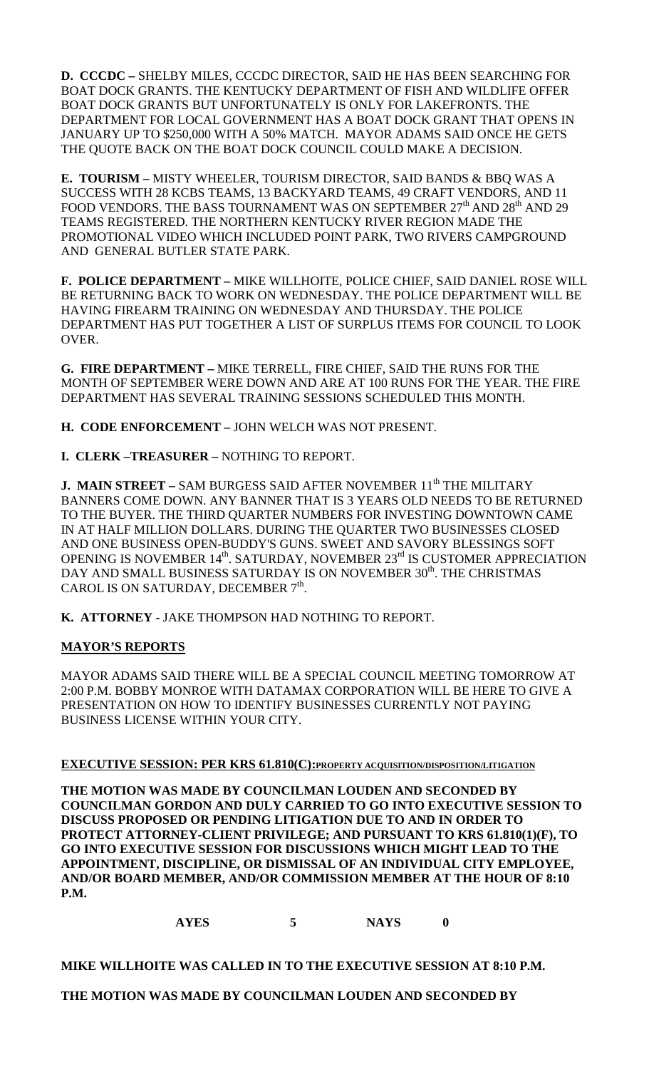**D. CCCDC –** SHELBY MILES, CCCDC DIRECTOR, SAID HE HAS BEEN SEARCHING FOR BOAT DOCK GRANTS. THE KENTUCKY DEPARTMENT OF FISH AND WILDLIFE OFFER BOAT DOCK GRANTS BUT UNFORTUNATELY IS ONLY FOR LAKEFRONTS. THE DEPARTMENT FOR LOCAL GOVERNMENT HAS A BOAT DOCK GRANT THAT OPENS IN JANUARY UP TO $250,000 WITH A 50% MATCH. MAYOR ADAMS SAID ONCE HE GETS THE QUOTE BACK ON THE BOAT DOCK COUNCIL COULD MAKE A DECISION.

**E. TOURISM –** MISTY WHEELER, TOURISM DIRECTOR, SAID BANDS & BBQ WAS A SUCCESS WITH 28 KCBS TEAMS, 13 BACKYARD TEAMS, 49 CRAFT VENDORS, AND 11 FOOD VENDORS. THE BASS TOURNAMENT WAS ON SEPTEMBER 27th AND 28th AND 29 TEAMS REGISTERED. THE NORTHERN KENTUCKY RIVER REGION MADE THE PROMOTIONAL VIDEO WHICH INCLUDED POINT PARK, TWO RIVERS CAMPGROUND AND GENERAL BUTLER STATE PARK.

**F. POLICE DEPARTMENT –** MIKE WILLHOITE, POLICE CHIEF, SAID DANIEL ROSE WILL BE RETURNING BACK TO WORK ON WEDNESDAY. THE POLICE DEPARTMENT WILL BE HAVING FIREARM TRAINING ON WEDNESDAY AND THURSDAY. THE POLICE DEPARTMENT HAS PUT TOGETHER A LIST OF SURPLUS ITEMS FOR COUNCIL TO LOOK OVER.

**G. FIRE DEPARTMENT –** MIKE TERRELL, FIRE CHIEF, SAID THE RUNS FOR THE MONTH OF SEPTEMBER WERE DOWN AND ARE AT 100 RUNS FOR THE YEAR. THE FIRE DEPARTMENT HAS SEVERAL TRAINING SESSIONS SCHEDULED THIS MONTH.

**H. CODE ENFORCEMENT –** JOHN WELCH WAS NOT PRESENT.

**I. CLERK –TREASURER –** NOTHING TO REPORT.

**J. MAIN STREET –** SAM BURGESS SAID AFTER NOVEMBER 11th THE MILITARY BANNERS COME DOWN. ANY BANNER THAT IS 3 YEARS OLD NEEDS TO BE RETURNED TO THE BUYER. THE THIRD QUARTER NUMBERS FOR INVESTING DOWNTOWN CAME IN AT HALF MILLION DOLLARS. DURING THE QUARTER TWO BUSINESSES CLOSED AND ONE BUSINESS OPEN-BUDDY'S GUNS. SWEET AND SAVORY BLESSINGS SOFT OPENING IS NOVEMBER 14th. SATURDAY, NOVEMBER 23rd IS CUSTOMER APPRECIATION DAY AND SMALL BUSINESS SATURDAY IS ON NOVEMBER 30th. THE CHRISTMAS CAROL IS ON SATURDAY, DECEMBER 7th.

**K. ATTORNEY -** JAKE THOMPSON HAD NOTHING TO REPORT.

## MAYOR'S REPORTS

MAYOR ADAMS SAID THERE WILL BE A SPECIAL COUNCIL MEETING TOMORROW AT 2:00 P.M. BOBBY MONROE WITH DATAMAX CORPORATION WILL BE HERE TO GIVE A PRESENTATION ON HOW TO IDENTIFY BUSINESSES CURRENTLY NOT PAYING BUSINESS LICENSE WITHIN YOUR CITY.

## EXECUTIVE SESSION: PER KRS 61.810(C):PROPERTY ACQUISITION/DISPOSITION/LITIGATION

**THE MOTION WAS MADE BY COUNCILMAN LOUDEN AND SECONDED BY COUNCILMAN GORDON AND DULY CARRIED TO GO INTO EXECUTIVE SESSION TO DISCUSS PROPOSED OR PENDING LITIGATION DUE TO AND IN ORDER TO PROTECT ATTORNEY-CLIENT PRIVILEGE; AND PURSUANT TO KRS 61.810(1)(F), TO GO INTO EXECUTIVE SESSION FOR DISCUSSIONS WHICH MIGHT LEAD TO THE APPOINTMENT, DISCIPLINE, OR DISMISSAL OF AN INDIVIDUAL CITY EMPLOYEE, AND/OR BOARD MEMBER, AND/OR COMMISSION MEMBER AT THE HOUR OF 8:10 P.M.**

**AYES 5 NAYS 0**

**MIKE WILLHOITE WAS CALLED IN TO THE EXECUTIVE SESSION AT 8:10 P.M.**

**THE MOTION WAS MADE BY COUNCILMAN LOUDEN AND SECONDED BY**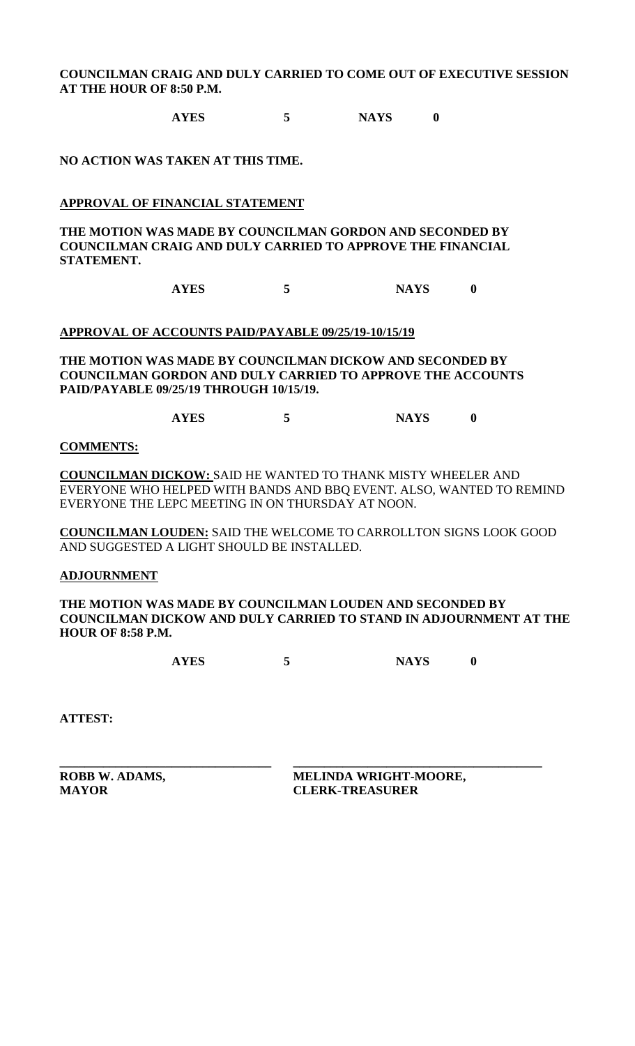**COUNCILMAN CRAIG AND DULY CARRIED TO COME OUT OF EXECUTIVE SESSION AT THE HOUR OF 8:50 P.M.**

**AYES 5 NAYS 0**

**NO ACTION WAS TAKEN AT THIS TIME.**

**APPROVAL OF FINANCIAL STATEMENT**

**THE MOTION WAS MADE BY COUNCILMAN GORDON AND SECONDED BY COUNCILMAN CRAIG AND DULY CARRIED TO APPROVE THE FINANCIAL STATEMENT.**

**AYES 5 NAYS 0**

**APPROVAL OF ACCOUNTS PAID/PAYABLE 09/25/19-10/15/19**

**THE MOTION WAS MADE BY COUNCILMAN DICKOW AND SECONDED BY COUNCILMAN GORDON AND DULY CARRIED TO APPROVE THE ACCOUNTS PAID/PAYABLE 09/25/19 THROUGH 10/15/19.**

**AYES 5 NAYS 0**

**COMMENTS:**

**COUNCILMAN DICKOW:** SAID HE WANTED TO THANK MISTY WHEELER AND EVERYONE WHO HELPED WITH BANDS AND BBQ EVENT. ALSO, WANTED TO REMIND EVERYONE THE LEPC MEETING IN ON THURSDAY AT NOON.

**COUNCILMAN LOUDEN:** SAID THE WELCOME TO CARROLLTON SIGNS LOOK GOOD AND SUGGESTED A LIGHT SHOULD BE INSTALLED.

**ADJOURNMENT**

**THE MOTION WAS MADE BY COUNCILMAN LOUDEN AND SECONDED BY COUNCILMAN DICKOW AND DULY CARRIED TO STAND IN ADJOURNMENT AT THE HOUR OF 8:58 P.M.**

**AYES 5 NAYS 0**

**ATTEST:**

**_________________________________ _______________________________________**

**ROBB W. ADAMS, MELINDA WRIGHT-MOORE,**
**MAYOR CLERK-TREASURER**